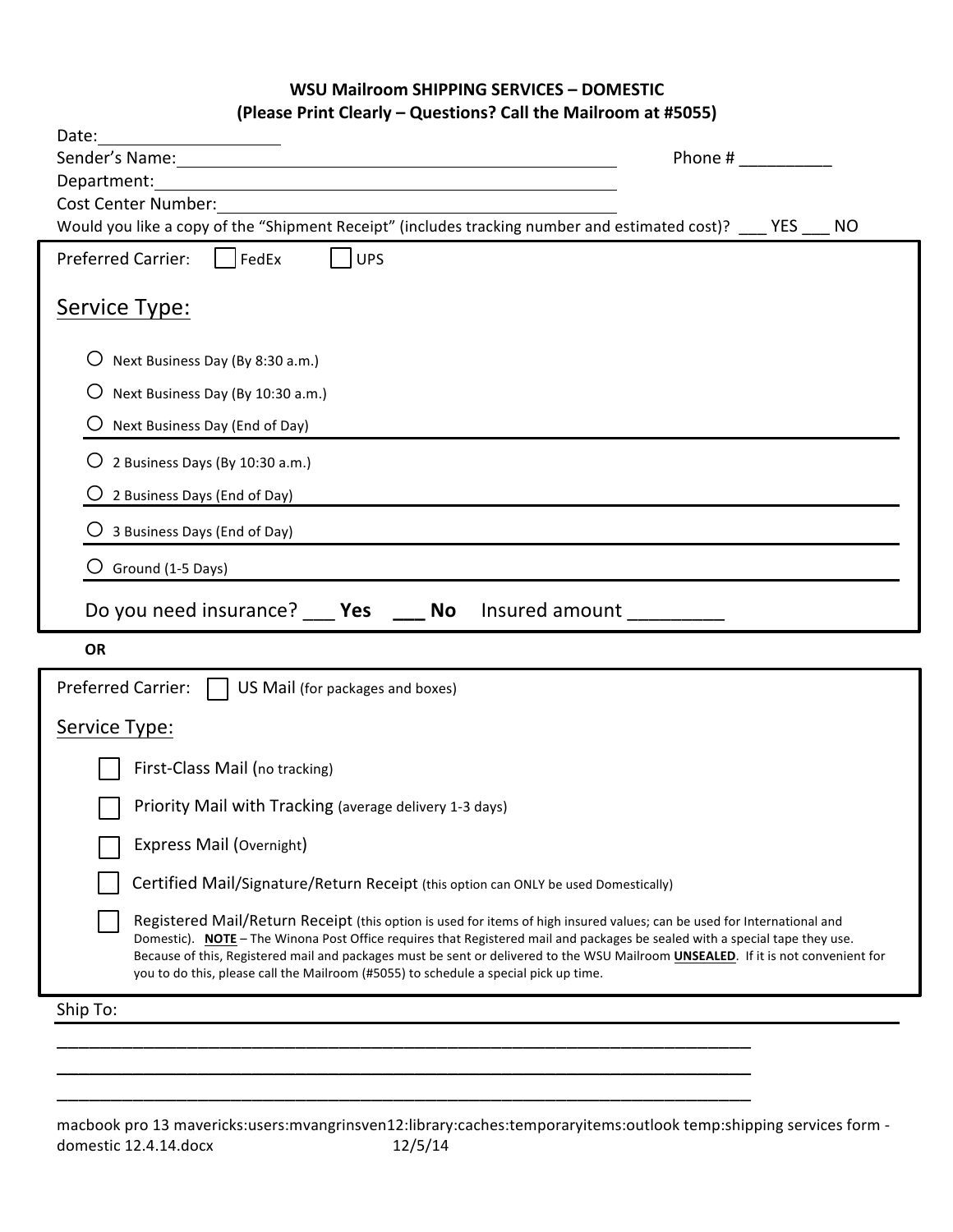# WSU Mailroom SHIPPING SERVICES – DOMESTIC

**(Please Print Clearly – Questions? Call the Mailroom at #5055)**

Date: ____________________

Sender's Name: ______________________________________________ Phone # __________

Department: ______________________________________________

Cost Center Number: ______________________________________________

Would you like a copy of the "Shipment Receipt" (includes tracking number and estimated cost)? ___ YES ___ NO

Preferred Carrier: ☐ FedEx ☐ UPS

## Service Type:

- ○ Next Business Day (By 8:30 a.m.)
- ○ Next Business Day (By 10:30 a.m.)
- ○ Next Business Day (End of Day)
- ○ 2 Business Days (By 10:30 a.m.)
- ○ 2 Business Days (End of Day)
- ○ 3 Business Days (End of Day)
- ○ Ground (1-5 Days)

Do you need insurance? ___ **Yes** ___ **No** Insured amount _________

**OR**

Preferred Carrier: ☐ US Mail (for packages and boxes)

## Service Type:

- ☐ First-Class Mail (no tracking)
- ☐ Priority Mail with Tracking (average delivery 1-3 days)
- ☐ Express Mail (Overnight)
- ☐ Certified Mail/Signature/Return Receipt (this option can ONLY be used Domestically)
- ☐ Registered Mail/Return Receipt (this option is used for items of high insured values; can be used for International and Domestic). **NOTE** – The Winona Post Office requires that Registered mail and packages be sealed with a special tape they use. Because of this, Registered mail and packages must be sent or delivered to the WSU Mailroom **UNSEALED**. If it is not convenient for you to do this, please call the Mailroom (#5055) to schedule a special pick up time.

Ship To:

______________________________________________________________________________

______________________________________________________________________________

______________________________________________________________________________

macbook pro 13 mavericks:users:mvangrinsven12:library:caches:temporaryitems:outlook temp:shipping services form - domestic 12.4.14.docx 12/5/14